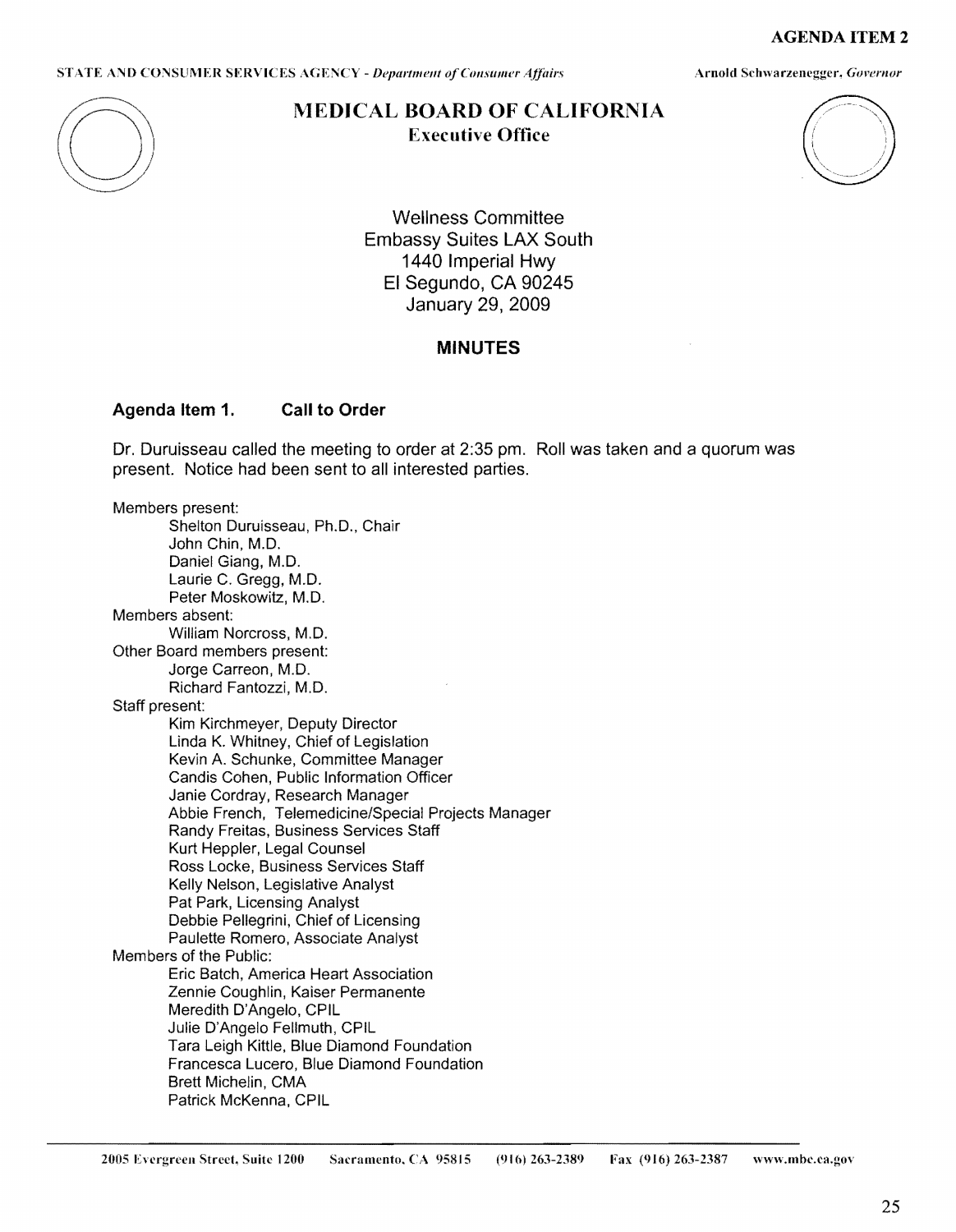AGENDA ITEM 2

STATE AND CONSUMER SERVICES AGENCY - *Department of Consumer Affairs*

Arnold Schwarzenegger, *Governor*

# MEDICAL BOARD OF CALIFORNIA
## Executive Office

Wellness Committee
Embassy Suites LAX South
1440 Imperial Hwy
El Segundo, CA 90245
January 29, 2009

## MINUTES

### Agenda Item 1. Call to Order

Dr. Duruisseau called the meeting to order at 2:35 pm. Roll was taken and a quorum was present. Notice had been sent to all interested parties.

Members present:
- Shelton Duruisseau, Ph.D., Chair
- John Chin, M.D.
- Daniel Giang, M.D.
- Laurie C. Gregg, M.D.
- Peter Moskowitz, M.D.

Members absent:
- William Norcross, M.D.

Other Board members present:
- Jorge Carreon, M.D.
- Richard Fantozzi, M.D.

Staff present:
- Kim Kirchmeyer, Deputy Director
- Linda K. Whitney, Chief of Legislation
- Kevin A. Schunke, Committee Manager
- Candis Cohen, Public Information Officer
- Janie Cordray, Research Manager
- Abbie French, Telemedicine/Special Projects Manager
- Randy Freitas, Business Services Staff
- Kurt Heppler, Legal Counsel
- Ross Locke, Business Services Staff
- Kelly Nelson, Legislative Analyst
- Pat Park, Licensing Analyst
- Debbie Pellegrini, Chief of Licensing
- Paulette Romero, Associate Analyst

Members of the Public:
- Eric Batch, America Heart Association
- Zennie Coughlin, Kaiser Permanente
- Meredith D'Angelo, CPIL
- Julie D'Angelo Fellmuth, CPIL
- Tara Leigh Kittle, Blue Diamond Foundation
- Francesca Lucero, Blue Diamond Foundation
- Brett Michelin, CMA
- Patrick McKenna, CPIL

2005 Evergreen Street, Suite 1200 Sacramento, CA 95815 (916) 263-2389 Fax (916) 263-2387 www.mbc.ca.gov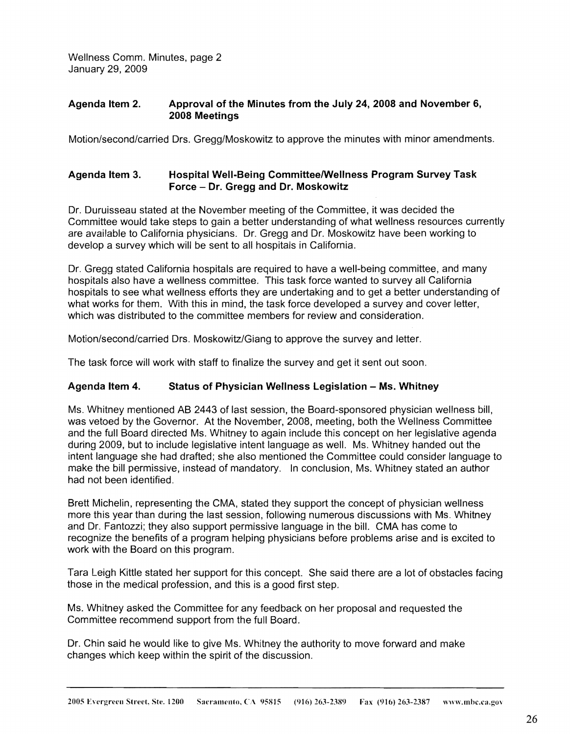## Agenda Item 2. Approval of the Minutes from the July 24, 2008 and November 6, 2008 Meetings

Motion/second/carried Drs. Gregg/Moskowitz to approve the minutes with minor amendments.

## Agenda Item 3. Hospital Well-Being Committee/Wellness Program Survey Task Force – Dr. Gregg and Dr. Moskowitz

Dr. Duruisseau stated at the November meeting of the Committee, it was decided the Committee would take steps to gain a better understanding of what wellness resources currently are available to California physicians. Dr. Gregg and Dr. Moskowitz have been working to develop a survey which will be sent to all hospitals in California.

Dr. Gregg stated California hospitals are required to have a well-being committee, and many hospitals also have a wellness committee. This task force wanted to survey all California hospitals to see what wellness efforts they are undertaking and to get a better understanding of what works for them. With this in mind, the task force developed a survey and cover letter, which was distributed to the committee members for review and consideration.

Motion/second/carried Drs. Moskowitz/Giang to approve the survey and letter.

The task force will work with staff to finalize the survey and get it sent out soon.

## Agenda Item 4. Status of Physician Wellness Legislation – Ms. Whitney

Ms. Whitney mentioned AB 2443 of last session, the Board-sponsored physician wellness bill, was vetoed by the Governor. At the November, 2008, meeting, both the Wellness Committee and the full Board directed Ms. Whitney to again include this concept on her legislative agenda during 2009, but to include legislative intent language as well. Ms. Whitney handed out the intent language she had drafted; she also mentioned the Committee could consider language to make the bill permissive, instead of mandatory. In conclusion, Ms. Whitney stated an author had not been identified.

Brett Michelin, representing the CMA, stated they support the concept of physician wellness more this year than during the last session, following numerous discussions with Ms. Whitney and Dr. Fantozzi; they also support permissive language in the bill. CMA has come to recognize the benefits of a program helping physicians before problems arise and is excited to work with the Board on this program.

Tara Leigh Kittle stated her support for this concept. She said there are a lot of obstacles facing those in the medical profession, and this is a good first step.

Ms. Whitney asked the Committee for any feedback on her proposal and requested the Committee recommend support from the full Board.

Dr. Chin said he would like to give Ms. Whitney the authority to move forward and make changes which keep within the spirit of the discussion.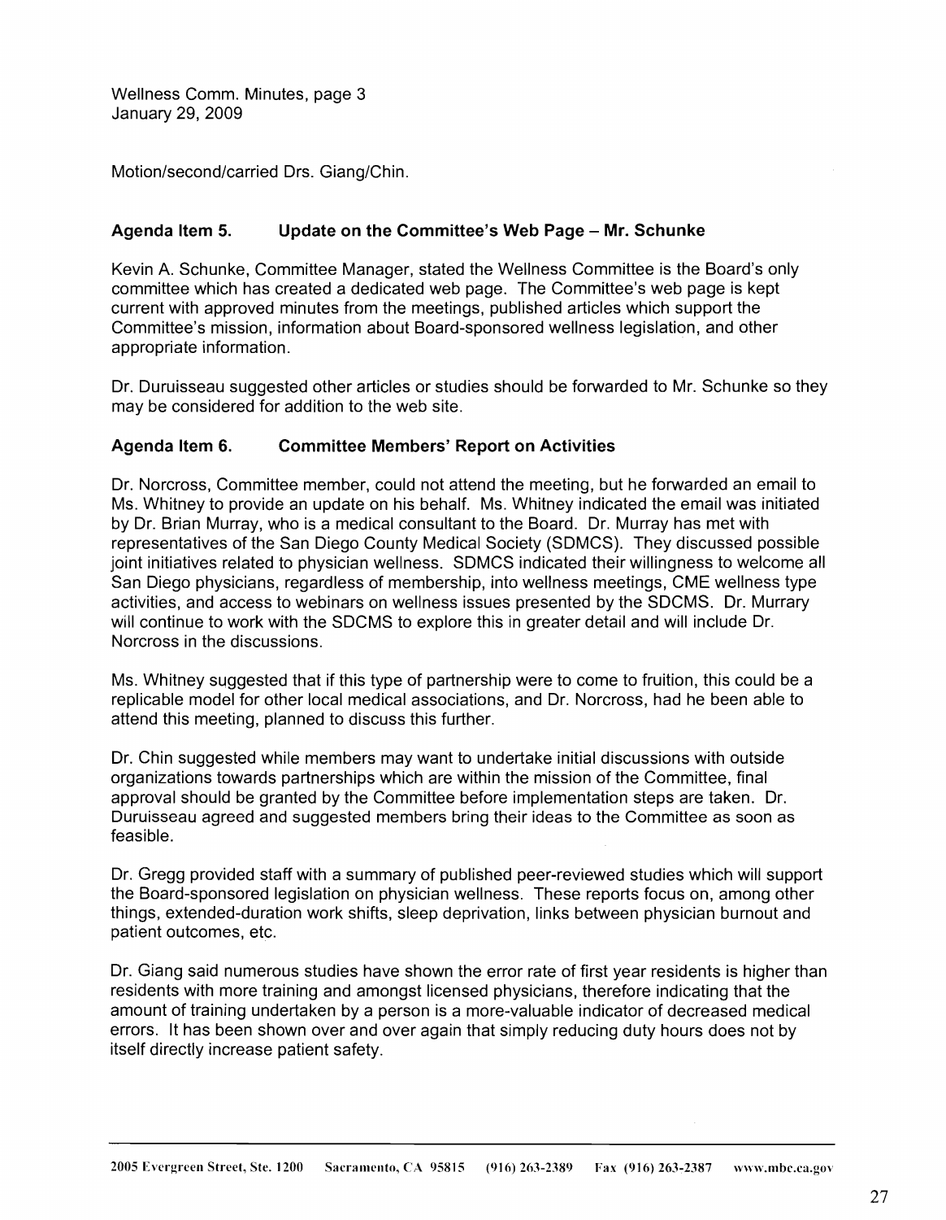Motion/second/carried Drs. Giang/Chin.

### Agenda Item 5. Update on the Committee's Web Page – Mr. Schunke

Kevin A. Schunke, Committee Manager, stated the Wellness Committee is the Board's only committee which has created a dedicated web page. The Committee's web page is kept current with approved minutes from the meetings, published articles which support the Committee's mission, information about Board-sponsored wellness legislation, and other appropriate information.

Dr. Duruisseau suggested other articles or studies should be forwarded to Mr. Schunke so they may be considered for addition to the web site.

### Agenda Item 6. Committee Members' Report on Activities

Dr. Norcross, Committee member, could not attend the meeting, but he forwarded an email to Ms. Whitney to provide an update on his behalf. Ms. Whitney indicated the email was initiated by Dr. Brian Murray, who is a medical consultant to the Board. Dr. Murray has met with representatives of the San Diego County Medical Society (SDMCS). They discussed possible joint initiatives related to physician wellness. SDMCS indicated their willingness to welcome all San Diego physicians, regardless of membership, into wellness meetings, CME wellness type activities, and access to webinars on wellness issues presented by the SDCMS. Dr. Murrary will continue to work with the SDCMS to explore this in greater detail and will include Dr. Norcross in the discussions.

Ms. Whitney suggested that if this type of partnership were to come to fruition, this could be a replicable model for other local medical associations, and Dr. Norcross, had he been able to attend this meeting, planned to discuss this further.

Dr. Chin suggested while members may want to undertake initial discussions with outside organizations towards partnerships which are within the mission of the Committee, final approval should be granted by the Committee before implementation steps are taken. Dr. Duruisseau agreed and suggested members bring their ideas to the Committee as soon as feasible.

Dr. Gregg provided staff with a summary of published peer-reviewed studies which will support the Board-sponsored legislation on physician wellness. These reports focus on, among other things, extended-duration work shifts, sleep deprivation, links between physician burnout and patient outcomes, etc.

Dr. Giang said numerous studies have shown the error rate of first year residents is higher than residents with more training and amongst licensed physicians, therefore indicating that the amount of training undertaken by a person is a more-valuable indicator of decreased medical errors. It has been shown over and over again that simply reducing duty hours does not by itself directly increase patient safety.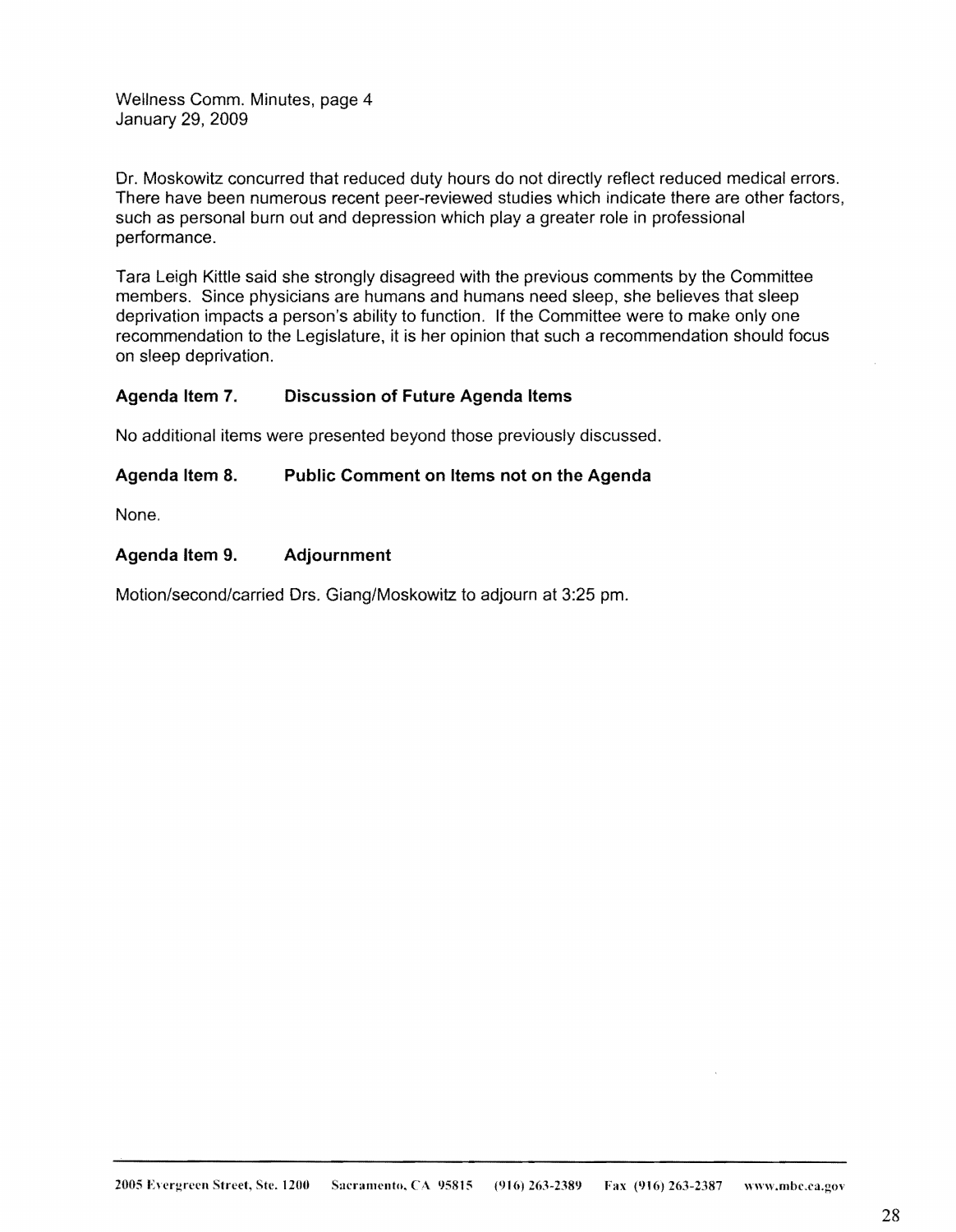Dr. Moskowitz concurred that reduced duty hours do not directly reflect reduced medical errors. There have been numerous recent peer-reviewed studies which indicate there are other factors, such as personal burn out and depression which play a greater role in professional performance.

Tara Leigh Kittle said she strongly disagreed with the previous comments by the Committee members. Since physicians are humans and humans need sleep, she believes that sleep deprivation impacts a person's ability to function. If the Committee were to make only one recommendation to the Legislature, it is her opinion that such a recommendation should focus on sleep deprivation.

**Agenda Item 7. Discussion of Future Agenda Items**

No additional items were presented beyond those previously discussed.

**Agenda Item 8. Public Comment on Items not on the Agenda**

None.

**Agenda Item 9. Adjournment**

Motion/second/carried Drs. Giang/Moskowitz to adjourn at 3:25 pm.